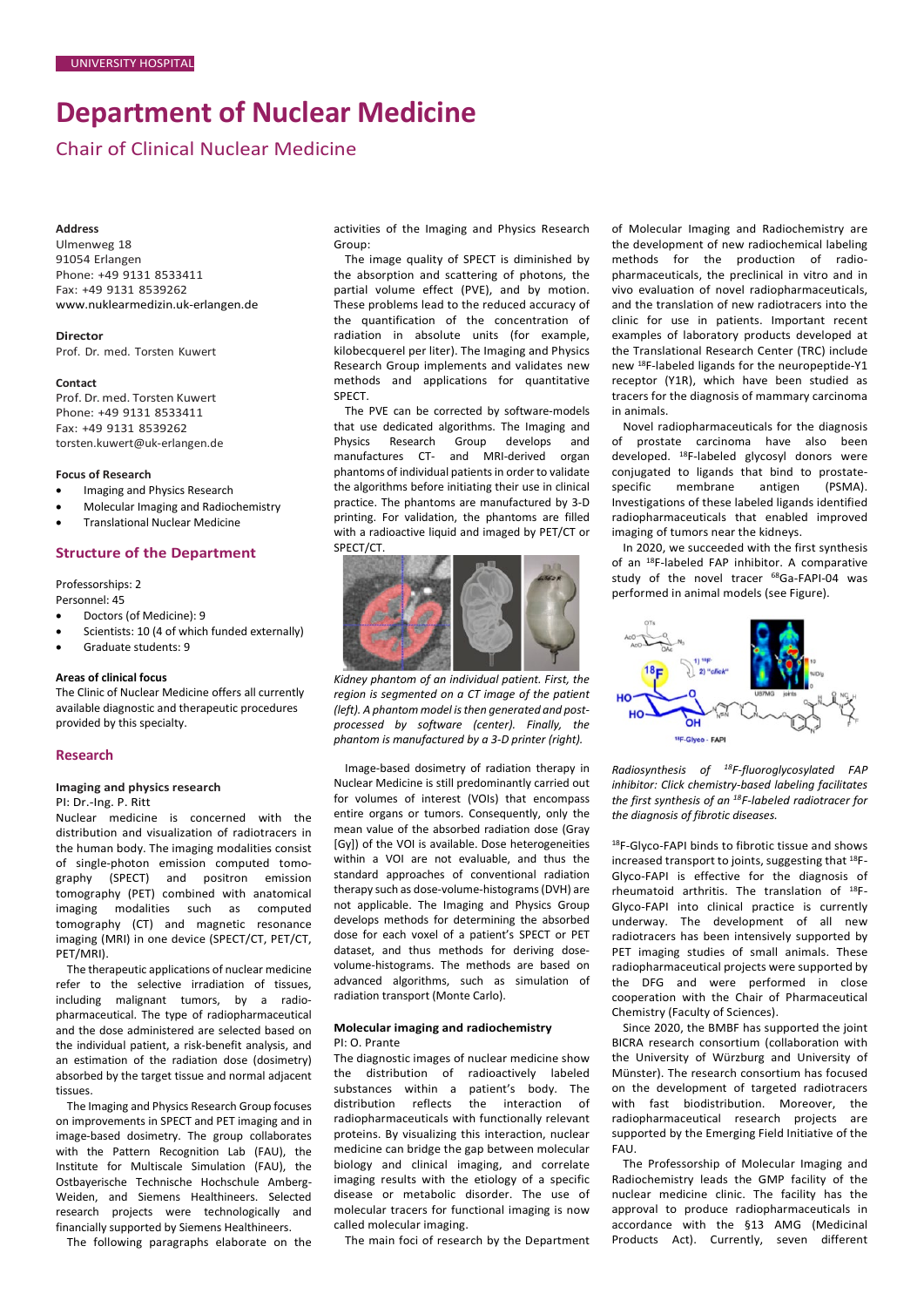UNIVERSITY HOSPITAL

# Department of Nuclear Medicine

## Chair of Clinical Nuclear Medicine

**Address**
Ulmenweg 18
91054 Erlangen
Phone: +49 9131 8533411
Fax: +49 9131 8539262
www.nuklearmedizin.uk-erlangen.de

**Director**
Prof. Dr. med. Torsten Kuwert

**Contact**
Prof. Dr. med. Torsten Kuwert
Phone: +49 9131 8533411
Fax: +49 9131 8539262
torsten.kuwert@uk-erlangen.de

**Focus of Research**

- Imaging and Physics Research
- Molecular Imaging and Radiochemistry
- Translational Nuclear Medicine

## Structure of the Department

Professorships: 2
Personnel: 45

- Doctors (of Medicine): 9
- Scientists: 10 (4 of which funded externally)
- Graduate students: 9

**Areas of clinical focus**

The Clinic of Nuclear Medicine offers all currently available diagnostic and therapeutic procedures provided by this specialty.

## Research

### Imaging and physics research

PI: Dr.-Ing. P. Ritt

Nuclear medicine is concerned with the distribution and visualization of radiotracers in the human body. The imaging modalities consist of single-photon emission computed tomography (SPECT) and positron emission tomography (PET) combined with anatomical imaging modalities such as computed tomography (CT) and magnetic resonance imaging (MRI) in one device (SPECT/CT, PET/CT, PET/MRI).

The therapeutic applications of nuclear medicine refer to the selective irradiation of tissues, including malignant tumors, by a radiopharmaceutical. The type of radiopharmaceutical and the dose administered are selected based on the individual patient, a risk-benefit analysis, and an estimation of the radiation dose (dosimetry) absorbed by the target tissue and normal adjacent tissues.

The Imaging and Physics Research Group focuses on improvements in SPECT and PET imaging and in image-based dosimetry. The group collaborates with the Pattern Recognition Lab (FAU), the Institute for Multiscale Simulation (FAU), the Ostbayerische Technische Hochschule Amberg-Weiden, and Siemens Healthineers. Selected research projects were technologically and financially supported by Siemens Healthineers.

The following paragraphs elaborate on the activities of the Imaging and Physics Research Group:

The image quality of SPECT is diminished by the absorption and scattering of photons, the partial volume effect (PVE), and by motion. These problems lead to the reduced accuracy of the quantification of the concentration of radiation in absolute units (for example, kilobecquerel per liter). The Imaging and Physics Research Group implements and validates new methods and applications for quantitative SPECT.

The PVE can be corrected by software-models that use dedicated algorithms. The Imaging and Physics Research Group develops and manufactures CT- and MRI-derived organ phantoms of individual patients in order to validate the algorithms before initiating their use in clinical practice. The phantoms are manufactured by 3-D printing. For validation, the phantoms are filled with a radioactive liquid and imaged by PET/CT or SPECT/CT.

*Kidney phantom of an individual patient. First, the region is segmented on a CT image of the patient (left). A phantom model is then generated and post-processed by software (center). Finally, the phantom is manufactured by a 3-D printer (right).*

Image-based dosimetry of radiation therapy in Nuclear Medicine is still predominantly carried out for volumes of interest (VOIs) that encompass entire organs or tumors. Consequently, only the mean value of the absorbed radiation dose (Gray [Gy]) of the VOI is available. Dose heterogeneities within a VOI are not evaluable, and thus the standard approaches of conventional radiation therapy such as dose-volume-histograms (DVH) are not applicable. The Imaging and Physics Group develops methods for determining the absorbed dose for each voxel of a patient's SPECT or PET dataset, and thus methods for deriving dose-volume-histograms. The methods are based on advanced algorithms, such as simulation of radiation transport (Monte Carlo).

### Molecular imaging and radiochemistry

PI: O. Prante

The diagnostic images of nuclear medicine show the distribution of radioactively labeled substances within a patient's body. The distribution reflects the interaction of radiopharmaceuticals with functionally relevant proteins. By visualizing this interaction, nuclear medicine can bridge the gap between molecular biology and clinical imaging, and correlate imaging results with the etiology of a specific disease or metabolic disorder. The use of molecular tracers for functional imaging is now called molecular imaging.

The main foci of research by the Department of Molecular Imaging and Radiochemistry are the development of new radiochemical labeling methods for the production of radiopharmaceuticals, the preclinical in vitro and in vivo evaluation of novel radiopharmaceuticals, and the translation of new radiotracers into the clinic for use in patients. Important recent examples of laboratory products developed at the Translational Research Center (TRC) include new $^{18}$F-labeled ligands for the neuropeptide-Y1 receptor (Y1R), which have been studied as tracers for the diagnosis of mammary carcinoma in animals.

Novel radiopharmaceuticals for the diagnosis of prostate carcinoma have also been developed. $^{18}$F-labeled glycosyl donors were conjugated to ligands that bind to prostate-specific membrane antigen (PSMA). Investigations of these labeled ligands identified radiopharmaceuticals that enabled improved imaging of tumors near the kidneys.

In 2020, we succeeded with the first synthesis of an $^{18}$F-labeled FAP inhibitor. A comparative study of the novel tracer $^{68}$Ga-FAPI-04 was performed in animal models (see Figure).

*Radiosynthesis of $^{18}$F-fluoroglycosylated FAP inhibitor: Click chemistry-based labeling facilitates the first synthesis of an $^{18}$F-labeled radiotracer for the diagnosis of fibrotic diseases.*

$^{18}$F-Glyco-FAPI binds to fibrotic tissue and shows increased transport to joints, suggesting that $^{18}$F-Glyco-FAPI is effective for the diagnosis of rheumatoid arthritis. The translation of $^{18}$F-Glyco-FAPI into clinical practice is currently underway. The development of all new radiotracers has been intensively supported by PET imaging studies of small animals. These radiopharmaceutical projects were supported by the DFG and were performed in close cooperation with the Chair of Pharmaceutical Chemistry (Faculty of Sciences).

Since 2020, the BMBF has supported the joint BICRA research consortium (collaboration with the University of Würzburg and University of Münster). The research consortium has focused on the development of targeted radiotracers with fast biodistribution. Moreover, the radiopharmaceutical research projects are supported by the Emerging Field Initiative of the FAU.

The Professorship of Molecular Imaging and Radiochemistry leads the GMP facility of the nuclear medicine clinic. The facility has the approval to produce radiopharmaceuticals in accordance with the §13 AMG (Medicinal Products Act). Currently, seven different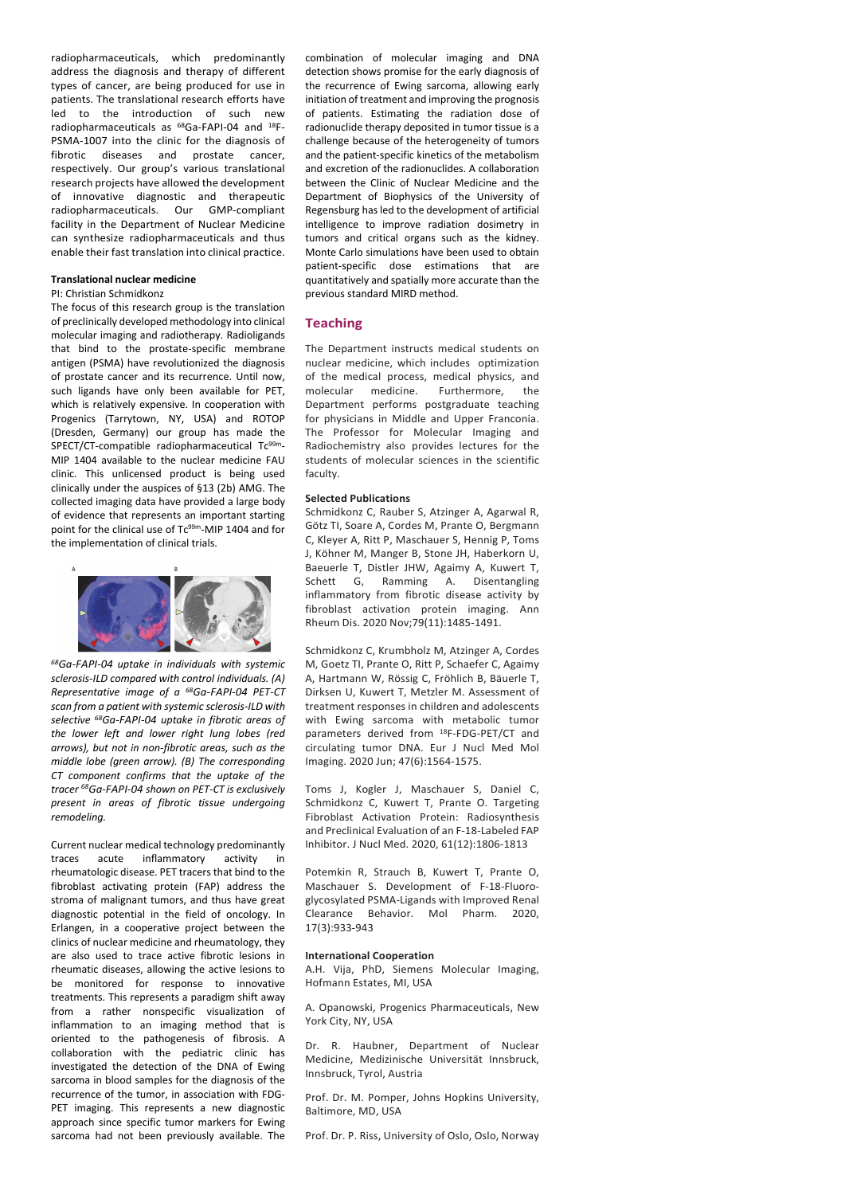radiopharmaceuticals, which predominantly address the diagnosis and therapy of different types of cancer, are being produced for use in patients. The translational research efforts have led to the introduction of such new radiopharmaceuticals as $^{68}$Ga-FAPI-04 and $^{18}$F-PSMA-1007 into the clinic for the diagnosis of fibrotic diseases and prostate cancer, respectively. Our group's various translational research projects have allowed the development of innovative diagnostic and therapeutic radiopharmaceuticals. Our GMP-compliant facility in the Department of Nuclear Medicine can synthesize radiopharmaceuticals and thus enable their fast translation into clinical practice.

**Translational nuclear medicine**

PI: Christian Schmidkonz

The focus of this research group is the translation of preclinically developed methodology into clinical molecular imaging and radiotherapy. Radioligands that bind to the prostate-specific membrane antigen (PSMA) have revolutionized the diagnosis of prostate cancer and its recurrence. Until now, such ligands have only been available for PET, which is relatively expensive. In cooperation with Progenics (Tarrytown, NY, USA) and ROTOP (Dresden, Germany) our group has made the SPECT/CT-compatible radiopharmaceutical Tc$^{99m}$-MIP 1404 available to the nuclear medicine FAU clinic. This unlicensed product is being used clinically under the auspices of §13 (2b) AMG. The collected imaging data have provided a large body of evidence that represents an important starting point for the clinical use of Tc$^{99m}$-MIP 1404 and for the implementation of clinical trials.

*$^{68}$Ga-FAPI-04 uptake in individuals with systemic sclerosis-ILD compared with control individuals. (A) Representative image of a $^{68}$Ga-FAPI-04 PET-CT scan from a patient with systemic sclerosis-ILD with selective $^{68}$Ga-FAPI-04 uptake in fibrotic areas of the lower left and lower right lung lobes (red arrows), but not in non-fibrotic areas, such as the middle lobe (green arrow). (B) The corresponding CT component confirms that the uptake of the tracer $^{68}$Ga-FAPI-04 shown on PET-CT is exclusively present in areas of fibrotic tissue undergoing remodeling.*

Current nuclear medical technology predominantly traces acute inflammatory activity in rheumatologic disease. PET tracers that bind to the fibroblast activating protein (FAP) address the stroma of malignant tumors, and thus have great diagnostic potential in the field of oncology. In Erlangen, in a cooperative project between the clinics of nuclear medicine and rheumatology, they are also used to trace active fibrotic lesions in rheumatic diseases, allowing the active lesions to be monitored for response to innovative treatments. This represents a paradigm shift away from a rather nonspecific visualization of inflammation to an imaging method that is oriented to the pathogenesis of fibrosis. A collaboration with the pediatric clinic has investigated the detection of the DNA of Ewing sarcoma in blood samples for the diagnosis of the recurrence of the tumor, in association with FDG-PET imaging. This represents a new diagnostic approach since specific tumor markers for Ewing sarcoma had not been previously available. The combination of molecular imaging and DNA detection shows promise for the early diagnosis of the recurrence of Ewing sarcoma, allowing early initiation of treatment and improving the prognosis of patients. Estimating the radiation dose of radionuclide therapy deposited in tumor tissue is a challenge because of the heterogeneity of tumors and the patient-specific kinetics of the metabolism and excretion of the radionuclides. A collaboration between the Clinic of Nuclear Medicine and the Department of Biophysics of the University of Regensburg has led to the development of artificial intelligence to improve radiation dosimetry in tumors and critical organs such as the kidney. Monte Carlo simulations have been used to obtain patient-specific dose estimations that are quantitatively and spatially more accurate than the previous standard MIRD method.

## Teaching

The Department instructs medical students on nuclear medicine, which includes optimization of the medical process, medical physics, and molecular medicine. Furthermore, the Department performs postgraduate teaching for physicians in Middle and Upper Franconia. The Professor for Molecular Imaging and Radiochemistry also provides lectures for the students of molecular sciences in the scientific faculty.

**Selected Publications**

Schmidkonz C, Rauber S, Atzinger A, Agarwal R, Götz TI, Soare A, Cordes M, Prante O, Bergmann C, Kleyer A, Ritt P, Maschauer S, Hennig P, Toms J, Köhner M, Manger B, Stone JH, Haberkorn U, Baeuerle T, Distler JHW, Agaimy A, Kuwert T, Schett G, Ramming A. Disentangling inflammatory from fibrotic disease activity by fibroblast activation protein imaging. Ann Rheum Dis. 2020 Nov;79(11):1485-1491.

Schmidkonz C, Krumbholz M, Atzinger A, Cordes M, Goetz TI, Prante O, Ritt P, Schaefer C, Agaimy A, Hartmann W, Rössig C, Fröhlich B, Bäuerle T, Dirksen U, Kuwert T, Metzler M. Assessment of treatment responses in children and adolescents with Ewing sarcoma with metabolic tumor parameters derived from $^{18}$F-FDG-PET/CT and circulating tumor DNA. Eur J Nucl Med Mol Imaging. 2020 Jun; 47(6):1564-1575.

Toms J, Kogler J, Maschauer S, Daniel C, Schmidkonz C, Kuwert T, Prante O. Targeting Fibroblast Activation Protein: Radiosynthesis and Preclinical Evaluation of an F-18-Labeled FAP Inhibitor. J Nucl Med. 2020, 61(12):1806-1813

Potemkin R, Strauch B, Kuwert T, Prante O, Maschauer S. Development of F-18-Fluoro-glycosylated PSMA-Ligands with Improved Renal Clearance Behavior. Mol Pharm. 2020, 17(3):933-943

**International Cooperation**

A.H. Vija, PhD, Siemens Molecular Imaging, Hofmann Estates, MI, USA

A. Opanowski, Progenics Pharmaceuticals, New York City, NY, USA

Dr. R. Haubner, Department of Nuclear Medicine, Medizinische Universität Innsbruck, Innsbruck, Tyrol, Austria

Prof. Dr. M. Pomper, Johns Hopkins University, Baltimore, MD, USA

Prof. Dr. P. Riss, University of Oslo, Oslo, Norway